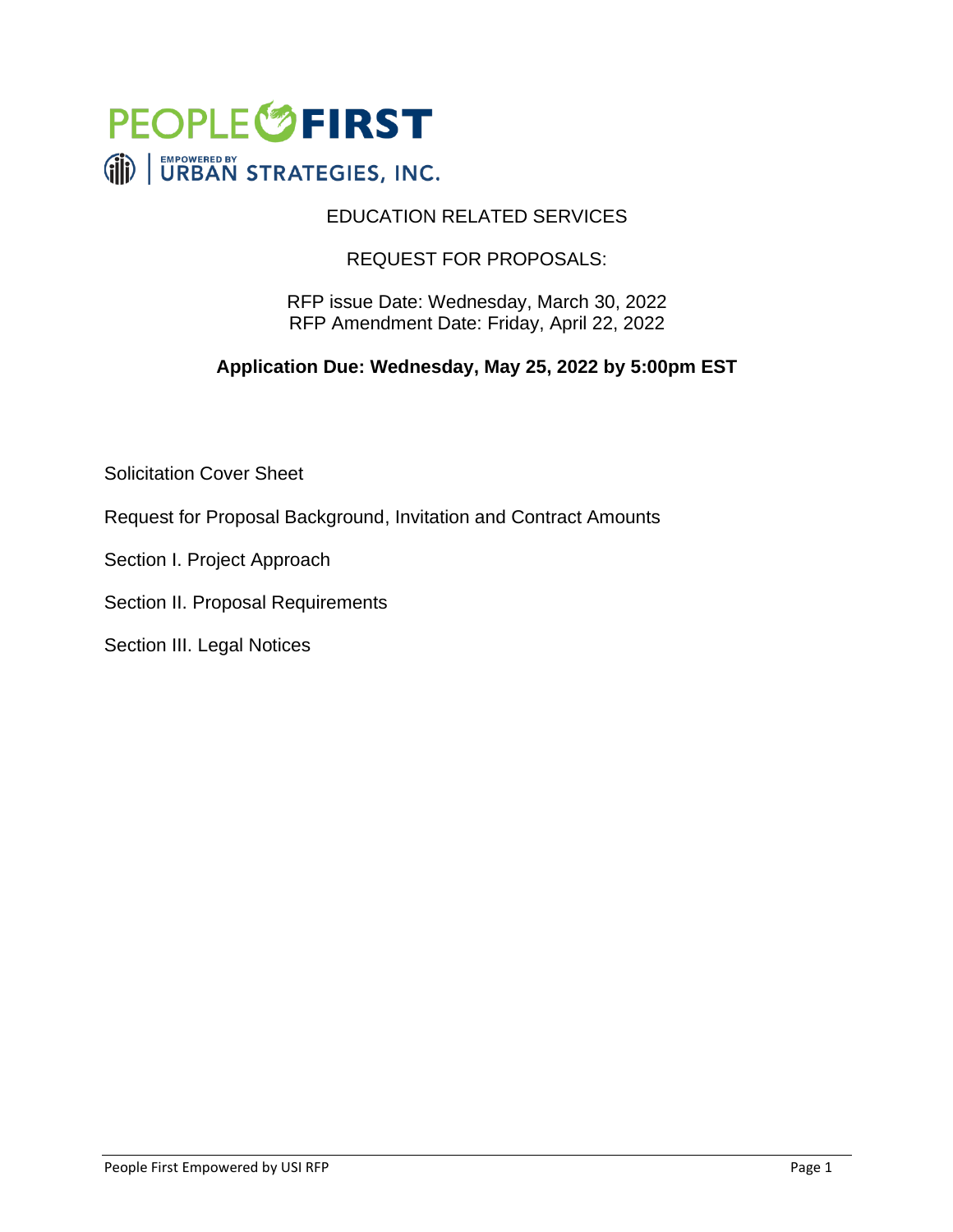PEOPLE FIRST

EMPOWERED BY URBAN STRATEGIES, INC.

# EDUCATION RELATED SERVICES

## REQUEST FOR PROPOSALS:

RFP issue Date: Wednesday, March 30, 2022
RFP Amendment Date: Friday, April 22, 2022

**Application Due: Wednesday, May 25, 2022 by 5:00pm EST**

Solicitation Cover Sheet

Request for Proposal Background, Invitation and Contract Amounts

Section I. Project Approach

Section II. Proposal Requirements

Section III. Legal Notices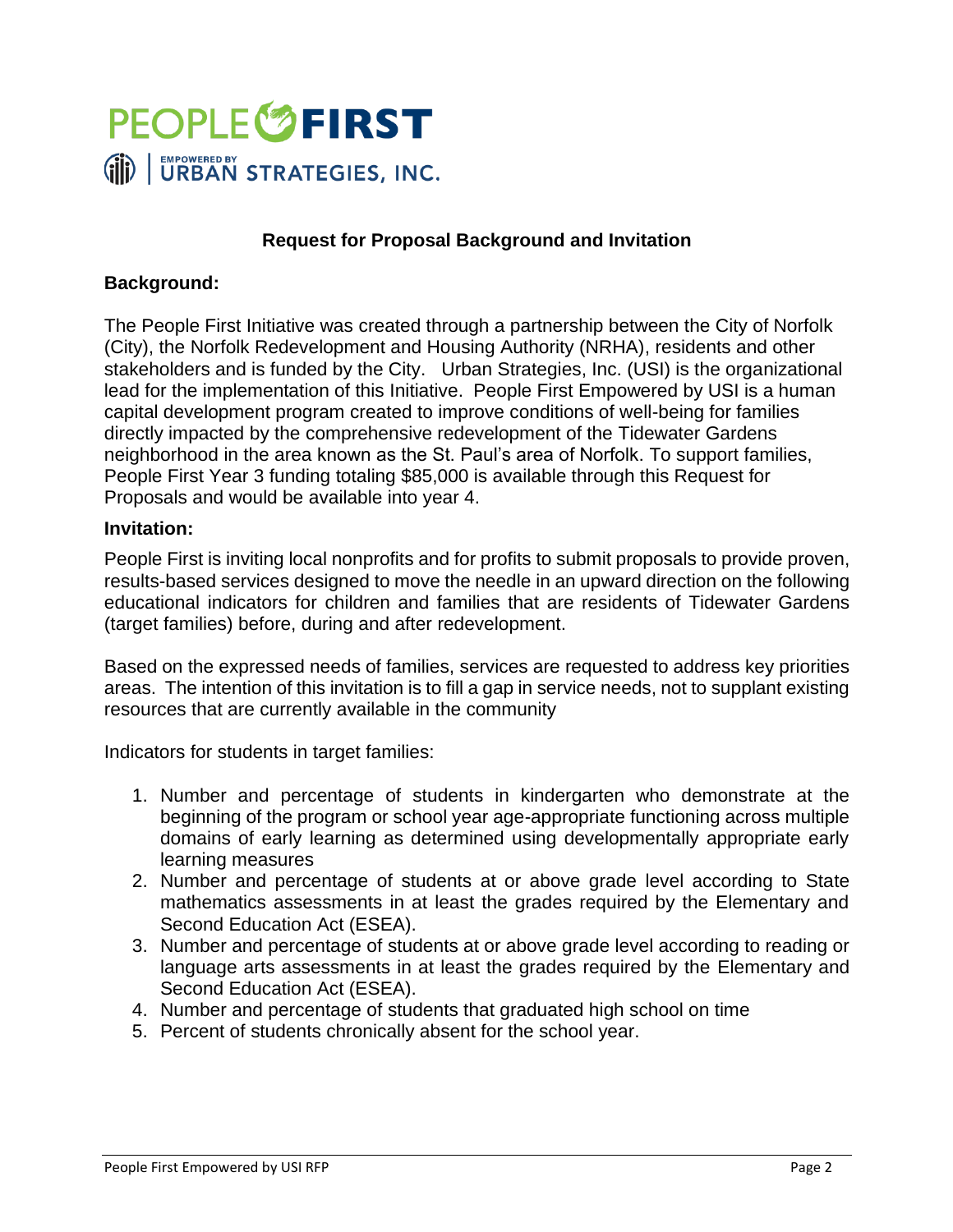# PEOPLE FIRST

EMPOWERED BY URBAN STRATEGIES, INC.

## Request for Proposal Background and Invitation

### Background:

The People First Initiative was created through a partnership between the City of Norfolk (City), the Norfolk Redevelopment and Housing Authority (NRHA), residents and other stakeholders and is funded by the City. Urban Strategies, Inc. (USI) is the organizational lead for the implementation of this Initiative. People First Empowered by USI is a human capital development program created to improve conditions of well-being for families directly impacted by the comprehensive redevelopment of the Tidewater Gardens neighborhood in the area known as the St. Paul's area of Norfolk. To support families, People First Year 3 funding totaling $85,000 is available through this Request for Proposals and would be available into year 4.

### Invitation:

People First is inviting local nonprofits and for profits to submit proposals to provide proven, results-based services designed to move the needle in an upward direction on the following educational indicators for children and families that are residents of Tidewater Gardens (target families) before, during and after redevelopment.

Based on the expressed needs of families, services are requested to address key priorities areas. The intention of this invitation is to fill a gap in service needs, not to supplant existing resources that are currently available in the community

Indicators for students in target families:

1. Number and percentage of students in kindergarten who demonstrate at the beginning of the program or school year age-appropriate functioning across multiple domains of early learning as determined using developmentally appropriate early learning measures
2. Number and percentage of students at or above grade level according to State mathematics assessments in at least the grades required by the Elementary and Second Education Act (ESEA).
3. Number and percentage of students at or above grade level according to reading or language arts assessments in at least the grades required by the Elementary and Second Education Act (ESEA).
4. Number and percentage of students that graduated high school on time
5. Percent of students chronically absent for the school year.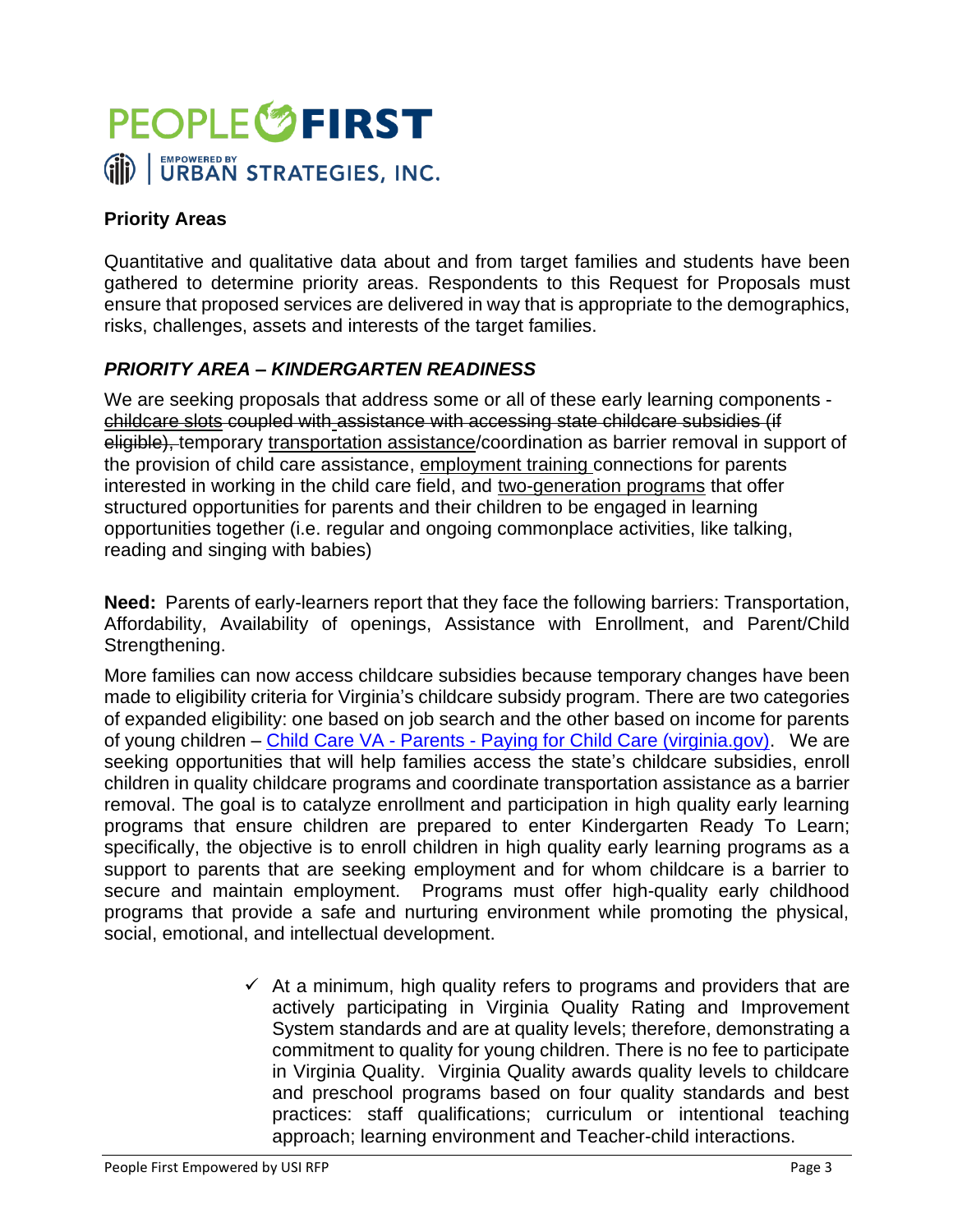**Priority Areas**

Quantitative and qualitative data about and from target families and students have been gathered to determine priority areas. Respondents to this Request for Proposals must ensure that proposed services are delivered in way that is appropriate to the demographics, risks, challenges, assets and interests of the target families.

### *PRIORITY AREA – KINDERGARTEN READINESS*

We are seeking proposals that address some or all of these early learning components - ~~childcare slots coupled with assistance with accessing state childcare subsidies (if eligible),~~ temporary transportation assistance/coordination as barrier removal in support of the provision of child care assistance, employment training connections for parents interested in working in the child care field, and two-generation programs that offer structured opportunities for parents and their children to be engaged in learning opportunities together (i.e. regular and ongoing commonplace activities, like talking, reading and singing with babies)

**Need:** Parents of early-learners report that they face the following barriers: Transportation, Affordability, Availability of openings, Assistance with Enrollment, and Parent/Child Strengthening.

More families can now access childcare subsidies because temporary changes have been made to eligibility criteria for Virginia's childcare subsidy program. There are two categories of expanded eligibility: one based on job search and the other based on income for parents of young children – [Child Care VA - Parents - Paying for Child Care (virginia.gov)](). We are seeking opportunities that will help families access the state's childcare subsidies, enroll children in quality childcare programs and coordinate transportation assistance as a barrier removal. The goal is to catalyze enrollment and participation in high quality early learning programs that ensure children are prepared to enter Kindergarten Ready To Learn; specifically, the objective is to enroll children in high quality early learning programs as a support to parents that are seeking employment and for whom childcare is a barrier to secure and maintain employment. Programs must offer high-quality early childhood programs that provide a safe and nurturing environment while promoting the physical, social, emotional, and intellectual development.

- ✓ At a minimum, high quality refers to programs and providers that are actively participating in Virginia Quality Rating and Improvement System standards and are at quality levels; therefore, demonstrating a commitment to quality for young children. There is no fee to participate in Virginia Quality. Virginia Quality awards quality levels to childcare and preschool programs based on four quality standards and best practices: staff qualifications; curriculum or intentional teaching approach; learning environment and Teacher-child interactions.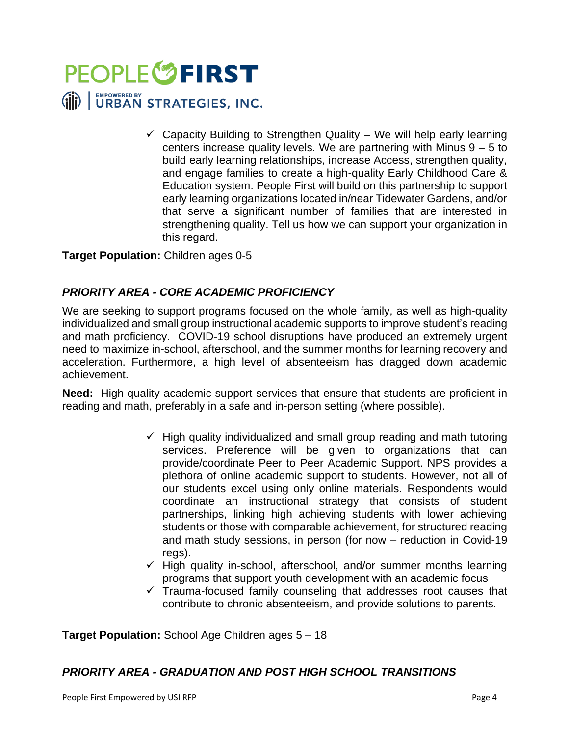- ✓ Capacity Building to Strengthen Quality – We will help early learning centers increase quality levels. We are partnering with Minus 9 – 5 to build early learning relationships, increase Access, strengthen quality, and engage families to create a high-quality Early Childhood Care & Education system. People First will build on this partnership to support early learning organizations located in/near Tidewater Gardens, and/or that serve a significant number of families that are interested in strengthening quality. Tell us how we can support your organization in this regard.

**Target Population:** Children ages 0-5

### *PRIORITY AREA - CORE ACADEMIC PROFICIENCY*

We are seeking to support programs focused on the whole family, as well as high-quality individualized and small group instructional academic supports to improve student's reading and math proficiency. COVID-19 school disruptions have produced an extremely urgent need to maximize in-school, afterschool, and the summer months for learning recovery and acceleration. Furthermore, a high level of absenteeism has dragged down academic achievement.

**Need:** High quality academic support services that ensure that students are proficient in reading and math, preferably in a safe and in-person setting (where possible).

- ✓ High quality individualized and small group reading and math tutoring services. Preference will be given to organizations that can provide/coordinate Peer to Peer Academic Support. NPS provides a plethora of online academic support to students. However, not all of our students excel using only online materials. Respondents would coordinate an instructional strategy that consists of student partnerships, linking high achieving students with lower achieving students or those with comparable achievement, for structured reading and math study sessions, in person (for now – reduction in Covid-19 regs).
- ✓ High quality in-school, afterschool, and/or summer months learning programs that support youth development with an academic focus
- ✓ Trauma-focused family counseling that addresses root causes that contribute to chronic absenteeism, and provide solutions to parents.

**Target Population:** School Age Children ages 5 – 18

### *PRIORITY AREA - GRADUATION AND POST HIGH SCHOOL TRANSITIONS*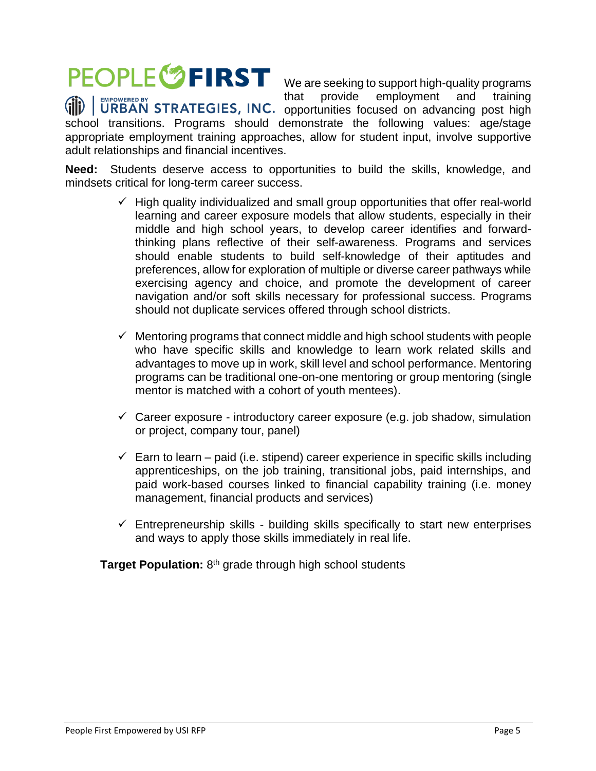PEOPLE FIRST

EMPOWERED BY URBAN STRATEGIES, INC.

We are seeking to support high-quality programs that provide employment and training opportunities focused on advancing post high school transitions. Programs should demonstrate the following values: age/stage appropriate employment training approaches, allow for student input, involve supportive adult relationships and financial incentives.

**Need:** Students deserve access to opportunities to build the skills, knowledge, and mindsets critical for long-term career success.

- ✓ High quality individualized and small group opportunities that offer real-world learning and career exposure models that allow students, especially in their middle and high school years, to develop career identifies and forward-thinking plans reflective of their self-awareness. Programs and services should enable students to build self-knowledge of their aptitudes and preferences, allow for exploration of multiple or diverse career pathways while exercising agency and choice, and promote the development of career navigation and/or soft skills necessary for professional success. Programs should not duplicate services offered through school districts.

- ✓ Mentoring programs that connect middle and high school students with people who have specific skills and knowledge to learn work related skills and advantages to move up in work, skill level and school performance. Mentoring programs can be traditional one-on-one mentoring or group mentoring (single mentor is matched with a cohort of youth mentees).

- ✓ Career exposure - introductory career exposure (e.g. job shadow, simulation or project, company tour, panel)

- ✓ Earn to learn – paid (i.e. stipend) career experience in specific skills including apprenticeships, on the job training, transitional jobs, paid internships, and paid work-based courses linked to financial capability training (i.e. money management, financial products and services)

- ✓ Entrepreneurship skills - building skills specifically to start new enterprises and ways to apply those skills immediately in real life.

**Target Population:** 8th grade through high school students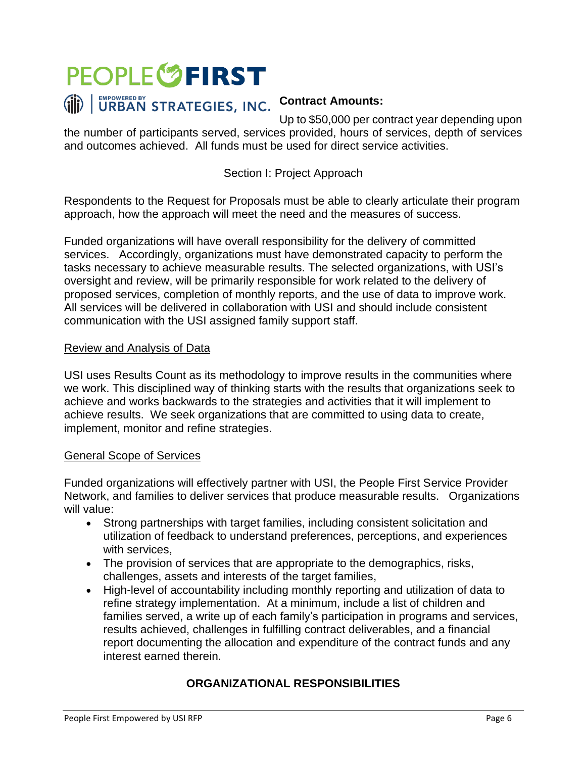**Contract Amounts:**

Up to $50,000 per contract year depending upon the number of participants served, services provided, hours of services, depth of services and outcomes achieved. All funds must be used for direct service activities.

## Section I: Project Approach

Respondents to the Request for Proposals must be able to clearly articulate their program approach, how the approach will meet the need and the measures of success.

Funded organizations will have overall responsibility for the delivery of committed services. Accordingly, organizations must have demonstrated capacity to perform the tasks necessary to achieve measurable results. The selected organizations, with USI's oversight and review, will be primarily responsible for work related to the delivery of proposed services, completion of monthly reports, and the use of data to improve work. All services will be delivered in collaboration with USI and should include consistent communication with the USI assigned family support staff.

### Review and Analysis of Data

USI uses Results Count as its methodology to improve results in the communities where we work. This disciplined way of thinking starts with the results that organizations seek to achieve and works backwards to the strategies and activities that it will implement to achieve results. We seek organizations that are committed to using data to create, implement, monitor and refine strategies.

### General Scope of Services

Funded organizations will effectively partner with USI, the People First Service Provider Network, and families to deliver services that produce measurable results. Organizations will value:

- Strong partnerships with target families, including consistent solicitation and utilization of feedback to understand preferences, perceptions, and experiences with services,
- The provision of services that are appropriate to the demographics, risks, challenges, assets and interests of the target families,
- High-level of accountability including monthly reporting and utilization of data to refine strategy implementation. At a minimum, include a list of children and families served, a write up of each family's participation in programs and services, results achieved, challenges in fulfilling contract deliverables, and a financial report documenting the allocation and expenditure of the contract funds and any interest earned therein.

## ORGANIZATIONAL RESPONSIBILITIES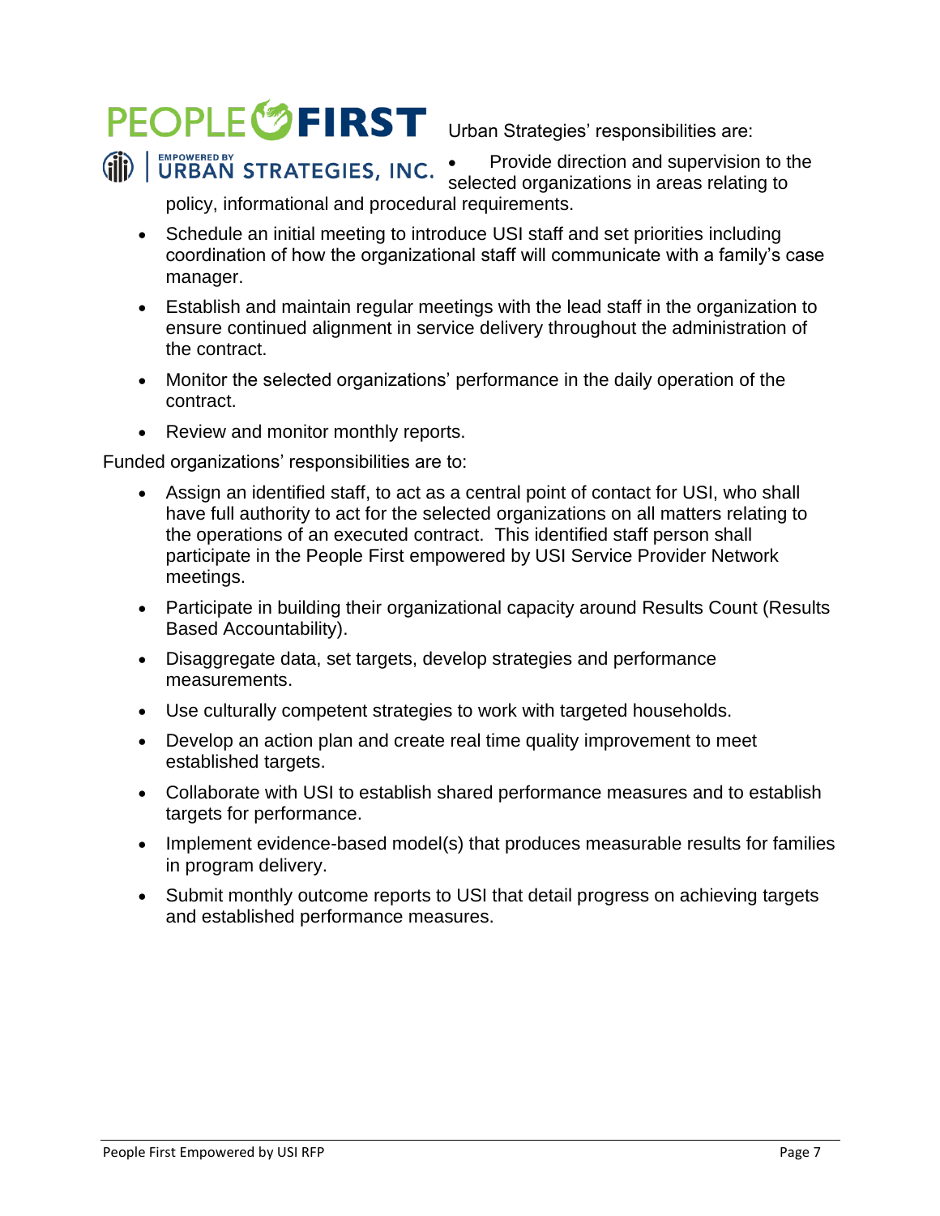Urban Strategies' responsibilities are:

- Provide direction and supervision to the selected organizations in areas relating to policy, informational and procedural requirements.
- Schedule an initial meeting to introduce USI staff and set priorities including coordination of how the organizational staff will communicate with a family's case manager.
- Establish and maintain regular meetings with the lead staff in the organization to ensure continued alignment in service delivery throughout the administration of the contract.
- Monitor the selected organizations' performance in the daily operation of the contract.
- Review and monitor monthly reports.

Funded organizations' responsibilities are to:

- Assign an identified staff, to act as a central point of contact for USI, who shall have full authority to act for the selected organizations on all matters relating to the operations of an executed contract. This identified staff person shall participate in the People First empowered by USI Service Provider Network meetings.
- Participate in building their organizational capacity around Results Count (Results Based Accountability).
- Disaggregate data, set targets, develop strategies and performance measurements.
- Use culturally competent strategies to work with targeted households.
- Develop an action plan and create real time quality improvement to meet established targets.
- Collaborate with USI to establish shared performance measures and to establish targets for performance.
- Implement evidence-based model(s) that produces measurable results for families in program delivery.
- Submit monthly outcome reports to USI that detail progress on achieving targets and established performance measures.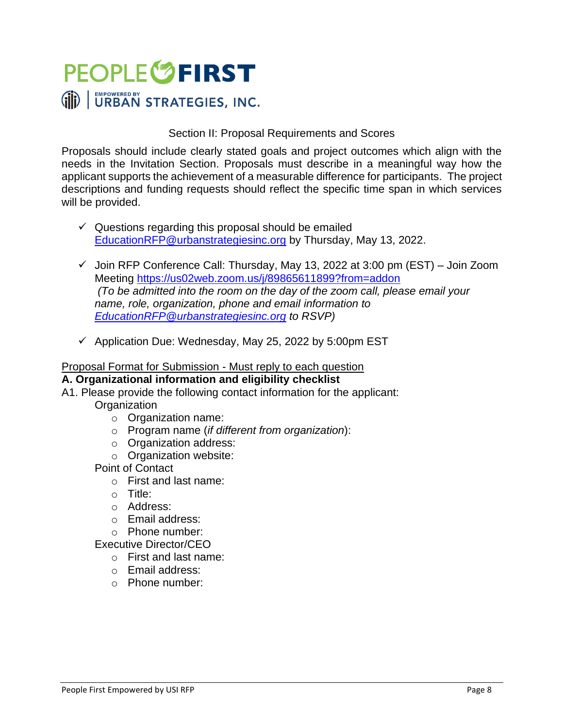PEOPLE FIRST

EMPOWERED BY URBAN STRATEGIES, INC.

## Section II: Proposal Requirements and Scores

Proposals should include clearly stated goals and project outcomes which align with the needs in the Invitation Section. Proposals must describe in a meaningful way how the applicant supports the achievement of a measurable difference for participants. The project descriptions and funding requests should reflect the specific time span in which services will be provided.

- ✓ Questions regarding this proposal should be emailed EducationRFP@urbanstrategiesinc.org by Thursday, May 13, 2022.
- ✓ Join RFP Conference Call: Thursday, May 13, 2022 at 3:00 pm (EST) – Join Zoom Meeting https://us02web.zoom.us/j/89865611899?from=addon *(To be admitted into the room on the day of the zoom call, please email your name, role, organization, phone and email information to EducationRFP@urbanstrategiesinc.org to RSVP)*
- ✓ Application Due: Wednesday, May 25, 2022 by 5:00pm EST

Proposal Format for Submission - Must reply to each question

**A. Organizational information and eligibility checklist**

A1. Please provide the following contact information for the applicant:

Organization
- Organization name:
- Program name (*if different from organization*):
- Organization address:
- Organization website:

Point of Contact
- First and last name:
- Title:
- Address:
- Email address:
- Phone number:

Executive Director/CEO
- First and last name:
- Email address:
- Phone number: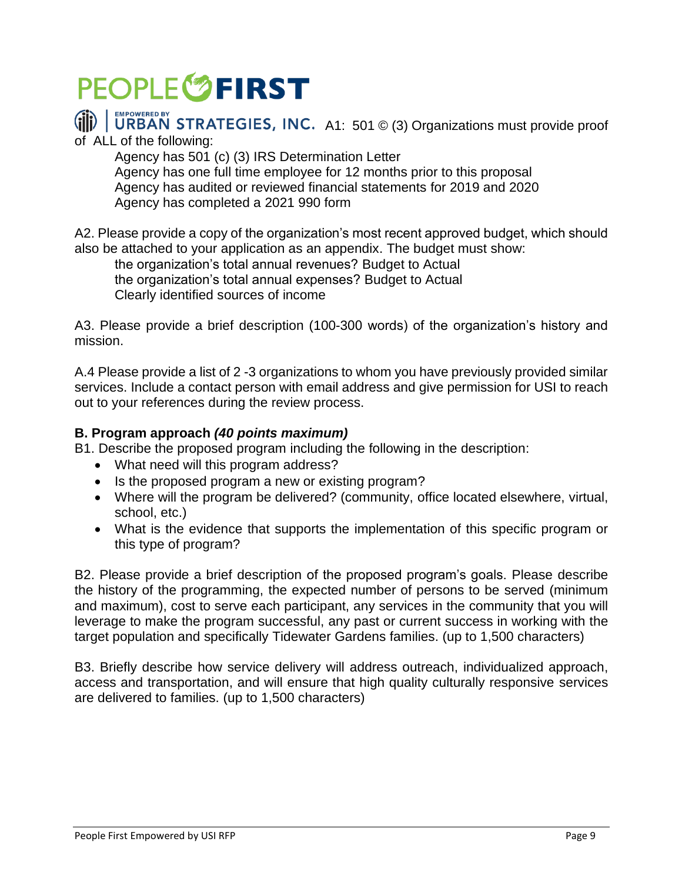A1: 501 © (3) Organizations must provide proof of ALL of the following:

Agency has 501 (c) (3) IRS Determination Letter
Agency has one full time employee for 12 months prior to this proposal
Agency has audited or reviewed financial statements for 2019 and 2020
Agency has completed a 2021 990 form

A2. Please provide a copy of the organization's most recent approved budget, which should also be attached to your application as an appendix. The budget must show:

the organization's total annual revenues? Budget to Actual
the organization's total annual expenses? Budget to Actual
Clearly identified sources of income

A3. Please provide a brief description (100-300 words) of the organization's history and mission.

A.4 Please provide a list of 2 -3 organizations to whom you have previously provided similar services. Include a contact person with email address and give permission for USI to reach out to your references during the review process.

**B. Program approach *(40 points maximum)***

B1. Describe the proposed program including the following in the description:

- What need will this program address?
- Is the proposed program a new or existing program?
- Where will the program be delivered? (community, office located elsewhere, virtual, school, etc.)
- What is the evidence that supports the implementation of this specific program or this type of program?

B2. Please provide a brief description of the proposed program's goals. Please describe the history of the programming, the expected number of persons to be served (minimum and maximum), cost to serve each participant, any services in the community that you will leverage to make the program successful, any past or current success in working with the target population and specifically Tidewater Gardens families. (up to 1,500 characters)

B3. Briefly describe how service delivery will address outreach, individualized approach, access and transportation, and will ensure that high quality culturally responsive services are delivered to families. (up to 1,500 characters)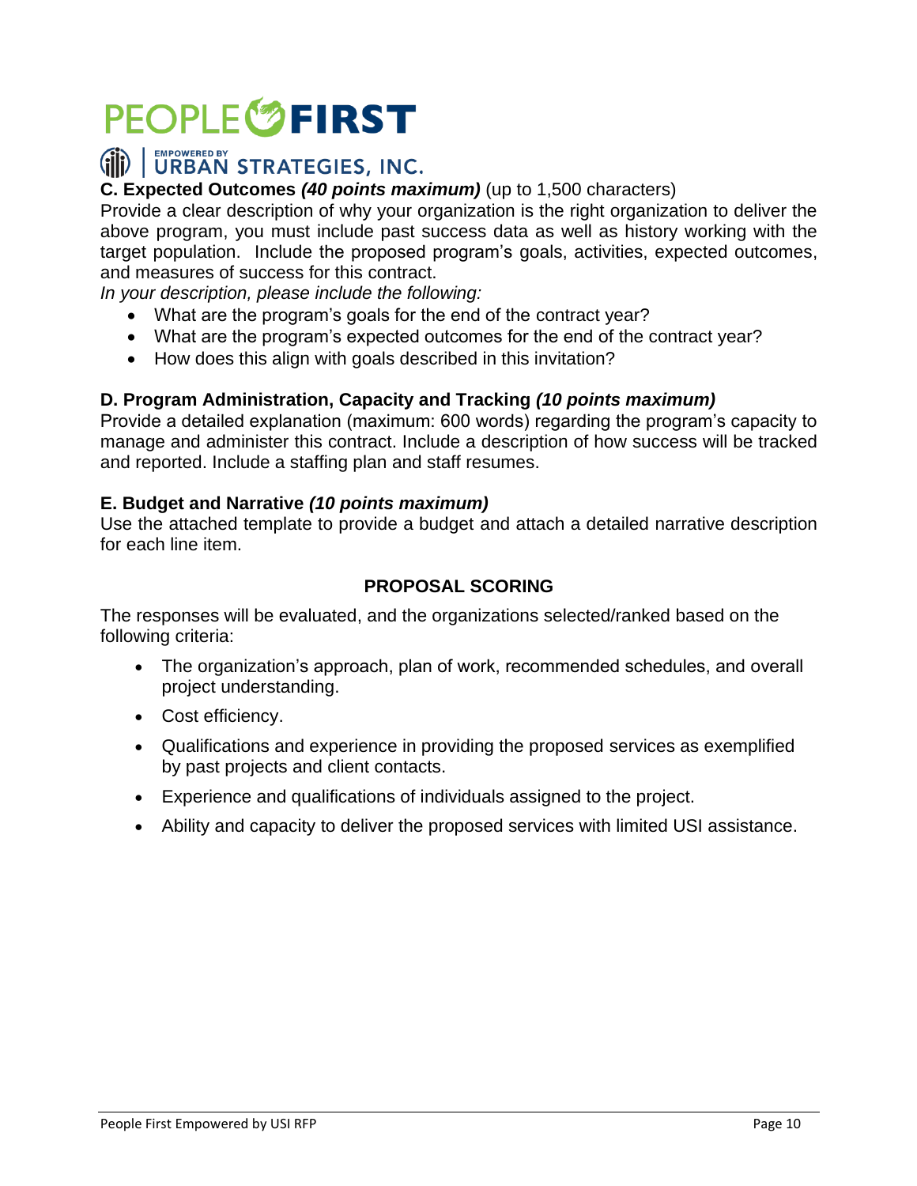**C. Expected Outcomes** ***(40 points maximum)*** (up to 1,500 characters)

Provide a clear description of why your organization is the right organization to deliver the above program, you must include past success data as well as history working with the target population. Include the proposed program's goals, activities, expected outcomes, and measures of success for this contract.

*In your description, please include the following:*

- What are the program's goals for the end of the contract year?
- What are the program's expected outcomes for the end of the contract year?
- How does this align with goals described in this invitation?

**D. Program Administration, Capacity and Tracking** ***(10 points maximum)***

Provide a detailed explanation (maximum: 600 words) regarding the program's capacity to manage and administer this contract. Include a description of how success will be tracked and reported. Include a staffing plan and staff resumes.

**E. Budget and Narrative** ***(10 points maximum)***

Use the attached template to provide a budget and attach a detailed narrative description for each line item.

## PROPOSAL SCORING

The responses will be evaluated, and the organizations selected/ranked based on the following criteria:

- The organization's approach, plan of work, recommended schedules, and overall project understanding.
- Cost efficiency.
- Qualifications and experience in providing the proposed services as exemplified by past projects and client contacts.
- Experience and qualifications of individuals assigned to the project.
- Ability and capacity to deliver the proposed services with limited USI assistance.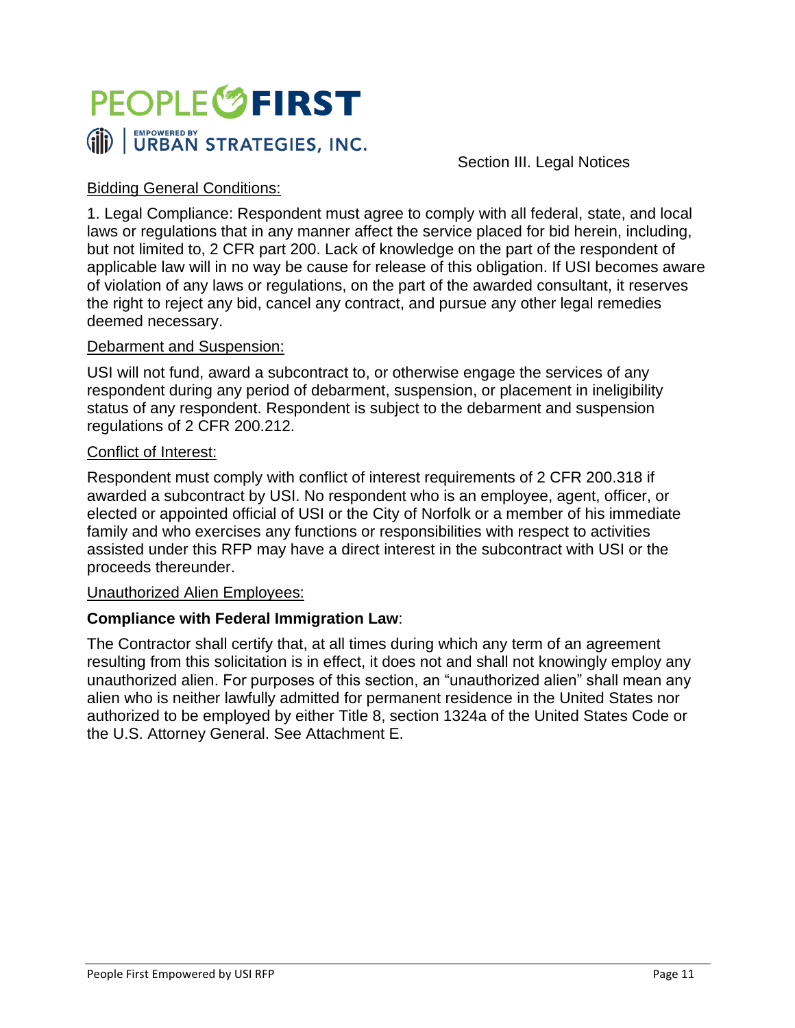Section III. Legal Notices

Bidding General Conditions:

1. Legal Compliance: Respondent must agree to comply with all federal, state, and local laws or regulations that in any manner affect the service placed for bid herein, including, but not limited to, 2 CFR part 200. Lack of knowledge on the part of the respondent of applicable law will in no way be cause for release of this obligation. If USI becomes aware of violation of any laws or regulations, on the part of the awarded consultant, it reserves the right to reject any bid, cancel any contract, and pursue any other legal remedies deemed necessary.

Debarment and Suspension:

USI will not fund, award a subcontract to, or otherwise engage the services of any respondent during any period of debarment, suspension, or placement in ineligibility status of any respondent. Respondent is subject to the debarment and suspension regulations of 2 CFR 200.212.

Conflict of Interest:

Respondent must comply with conflict of interest requirements of 2 CFR 200.318 if awarded a subcontract by USI. No respondent who is an employee, agent, officer, or elected or appointed official of USI or the City of Norfolk or a member of his immediate family and who exercises any functions or responsibilities with respect to activities assisted under this RFP may have a direct interest in the subcontract with USI or the proceeds thereunder.

Unauthorized Alien Employees:

**Compliance with Federal Immigration Law**:

The Contractor shall certify that, at all times during which any term of an agreement resulting from this solicitation is in effect, it does not and shall not knowingly employ any unauthorized alien. For purposes of this section, an "unauthorized alien" shall mean any alien who is neither lawfully admitted for permanent residence in the United States nor authorized to be employed by either Title 8, section 1324a of the United States Code or the U.S. Attorney General. See Attachment E.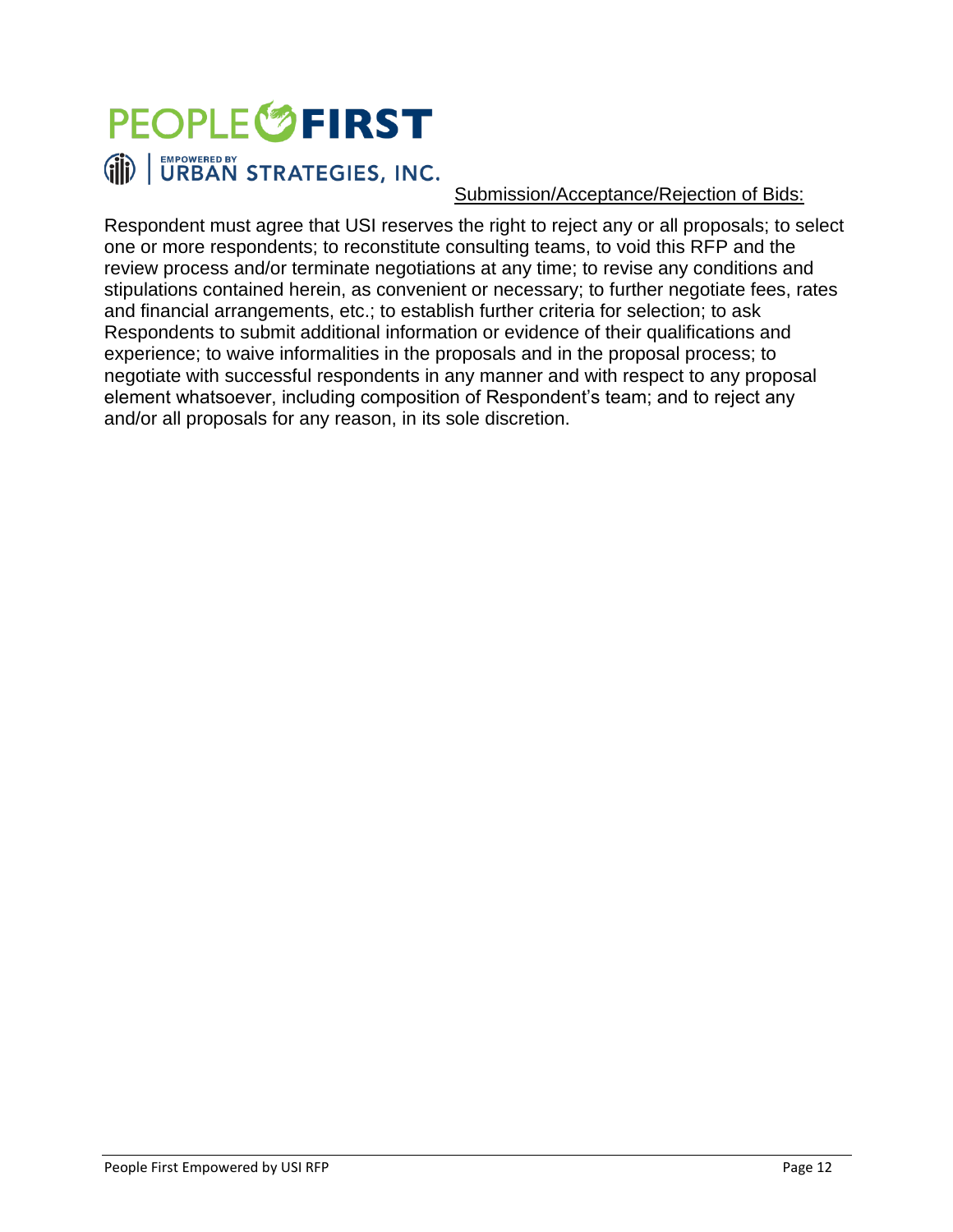Submission/Acceptance/Rejection of Bids:

Respondent must agree that USI reserves the right to reject any or all proposals; to select one or more respondents; to reconstitute consulting teams, to void this RFP and the review process and/or terminate negotiations at any time; to revise any conditions and stipulations contained herein, as convenient or necessary; to further negotiate fees, rates and financial arrangements, etc.; to establish further criteria for selection; to ask Respondents to submit additional information or evidence of their qualifications and experience; to waive informalities in the proposals and in the proposal process; to negotiate with successful respondents in any manner and with respect to any proposal element whatsoever, including composition of Respondent's team; and to reject any and/or all proposals for any reason, in its sole discretion.